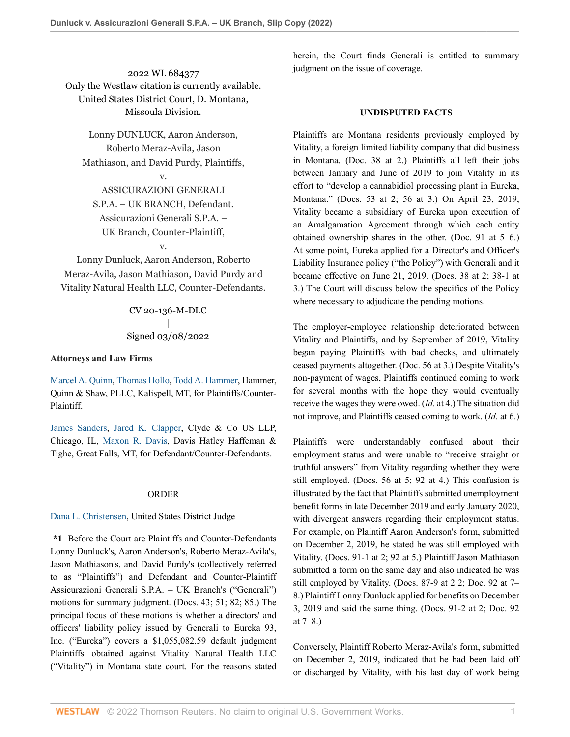2022 WL 684377
Only the Westlaw citation is currently available.
United States District Court, D. Montana,
Missoula Division.

Lonny DUNLUCK, Aaron Anderson,
Roberto Meraz-Avila, Jason
Mathiason, and David Purdy, Plaintiffs,
v.
ASSICURAZIONI GENERALI
S.P.A. – UK BRANCH, Defendant.
Assicurazioni Generali S.P.A. –
UK Branch, Counter-Plaintiff,
v.
Lonny Dunluck, Aaron Anderson, Roberto
Meraz-Avila, Jason Mathiason, David Purdy and
Vitality Natural Health LLC, Counter-Defendants.

CV 20-136-M-DLC
|
Signed 03/08/2022

**Attorneys and Law Firms**

Marcel A. Quinn, Thomas Hollo, Todd A. Hammer, Hammer, Quinn & Shaw, PLLC, Kalispell, MT, for Plaintiffs/Counter-Plaintiff.

James Sanders, Jared K. Clapper, Clyde & Co US LLP, Chicago, IL, Maxon R. Davis, Davis Hatley Haffeman & Tighe, Great Falls, MT, for Defendant/Counter-Defendants.

ORDER

Dana L. Christensen, United States District Judge

**\*1** Before the Court are Plaintiffs and Counter-Defendants Lonny Dunluck's, Aaron Anderson's, Roberto Meraz-Avila's, Jason Mathiason's, and David Purdy's (collectively referred to as "Plaintiffs") and Defendant and Counter-Plaintiff Assicurazioni Generali S.P.A. – UK Branch's ("Generali") motions for summary judgment. (Docs. 43; 51; 82; 85.) The principal focus of these motions is whether a directors' and officers' liability policy issued by Generali to Eureka 93, Inc. ("Eureka") covers a $1,055,082.59 default judgment Plaintiffs' obtained against Vitality Natural Health LLC ("Vitality") in Montana state court. For the reasons stated herein, the Court finds Generali is entitled to summary judgment on the issue of coverage.

**UNDISPUTED FACTS**

Plaintiffs are Montana residents previously employed by Vitality, a foreign limited liability company that did business in Montana. (Doc. 38 at 2.) Plaintiffs all left their jobs between January and June of 2019 to join Vitality in its effort to "develop a cannabidiol processing plant in Eureka, Montana." (Docs. 53 at 2; 56 at 3.) On April 23, 2019, Vitality became a subsidiary of Eureka upon execution of an Amalgamation Agreement through which each entity obtained ownership shares in the other. (Doc. 91 at 5–6.) At some point, Eureka applied for a Director's and Officer's Liability Insurance policy ("the Policy") with Generali and it became effective on June 21, 2019. (Docs. 38 at 2; 38-1 at 3.) The Court will discuss below the specifics of the Policy where necessary to adjudicate the pending motions.

The employer-employee relationship deteriorated between Vitality and Plaintiffs, and by September of 2019, Vitality began paying Plaintiffs with bad checks, and ultimately ceased payments altogether. (Doc. 56 at 3.) Despite Vitality's non-payment of wages, Plaintiffs continued coming to work for several months with the hope they would eventually receive the wages they were owed. (*Id.* at 4.) The situation did not improve, and Plaintiffs ceased coming to work. (*Id.* at 6.)

Plaintiffs were understandably confused about their employment status and were unable to "receive straight or truthful answers" from Vitality regarding whether they were still employed. (Docs. 56 at 5; 92 at 4.) This confusion is illustrated by the fact that Plaintiffs submitted unemployment benefit forms in late December 2019 and early January 2020, with divergent answers regarding their employment status. For example, on Plaintiff Aaron Anderson's form, submitted on December 2, 2019, he stated he was still employed with Vitality. (Docs. 91-1 at 2; 92 at 5.) Plaintiff Jason Mathiason submitted a form on the same day and also indicated he was still employed by Vitality. (Docs. 87-9 at 2 2; Doc. 92 at 7–8.) Plaintiff Lonny Dunluck applied for benefits on December 3, 2019 and said the same thing. (Docs. 91-2 at 2; Doc. 92 at 7–8.)

Conversely, Plaintiff Roberto Meraz-Avila's form, submitted on December 2, 2019, indicated that he had been laid off or discharged by Vitality, with his last day of work being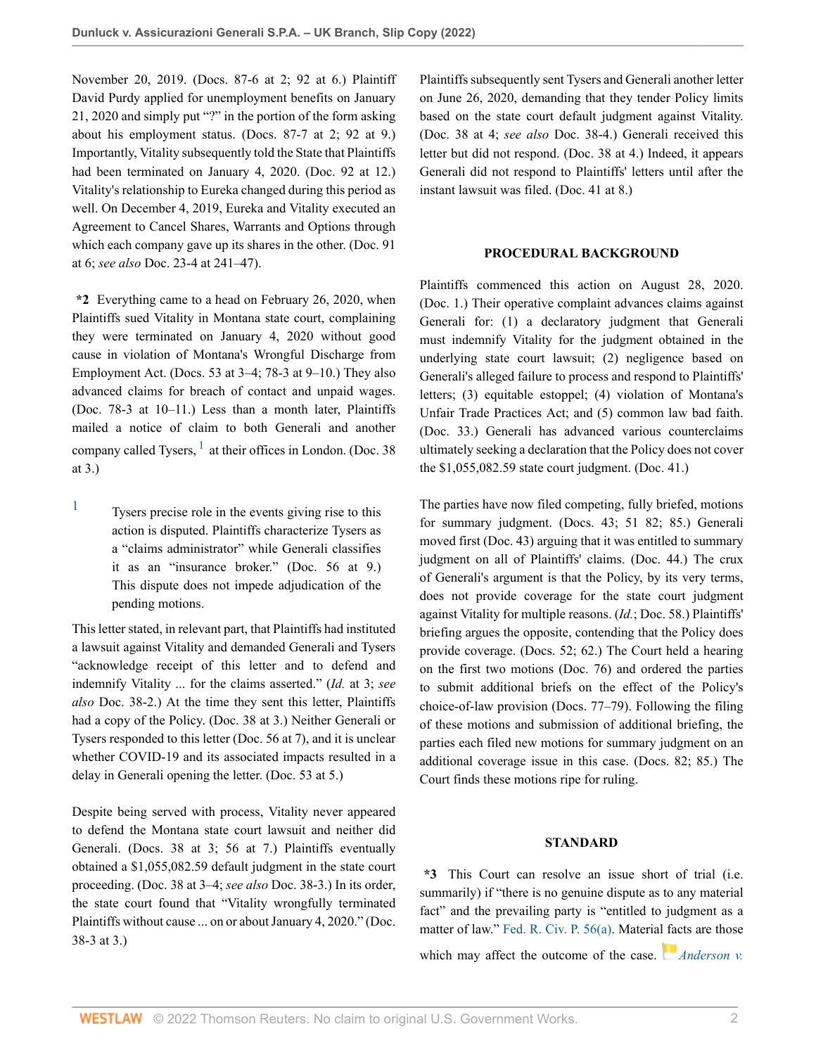November 20, 2019. (Docs. 87-6 at 2; 92 at 6.) Plaintiff David Purdy applied for unemployment benefits on January 21, 2020 and simply put "?" in the portion of the form asking about his employment status. (Docs. 87-7 at 2; 92 at 9.) Importantly, Vitality subsequently told the State that Plaintiffs had been terminated on January 4, 2020. (Doc. 92 at 12.) Vitality's relationship to Eureka changed during this period as well. On December 4, 2019, Eureka and Vitality executed an Agreement to Cancel Shares, Warrants and Options through which each company gave up its shares in the other. (Doc. 91 at 6; *see also* Doc. 23-4 at 241–47).

**\*2** Everything came to a head on February 26, 2020, when Plaintiffs sued Vitality in Montana state court, complaining they were terminated on January 4, 2020 without good cause in violation of Montana's Wrongful Discharge from Employment Act. (Docs. 53 at 3–4; 78-3 at 9–10.) They also advanced claims for breach of contact and unpaid wages. (Doc. 78-3 at 10–11.) Less than a month later, Plaintiffs mailed a notice of claim to both Generali and another company called Tysers,[1] at their offices in London. (Doc. 38 at 3.)

[1] Tysers precise role in the events giving rise to this action is disputed. Plaintiffs characterize Tysers as a "claims administrator" while Generali classifies it as an "insurance broker." (Doc. 56 at 9.) This dispute does not impede adjudication of the pending motions.

This letter stated, in relevant part, that Plaintiffs had instituted a lawsuit against Vitality and demanded Generali and Tysers "acknowledge receipt of this letter and to defend and indemnify Vitality ... for the claims asserted." (*Id.* at 3; *see also* Doc. 38-2.) At the time they sent this letter, Plaintiffs had a copy of the Policy. (Doc. 38 at 3.) Neither Generali or Tysers responded to this letter (Doc. 56 at 7), and it is unclear whether COVID-19 and its associated impacts resulted in a delay in Generali opening the letter. (Doc. 53 at 5.)

Despite being served with process, Vitality never appeared to defend the Montana state court lawsuit and neither did Generali. (Docs. 38 at 3; 56 at 7.) Plaintiffs eventually obtained a $1,055,082.59 default judgment in the state court proceeding. (Doc. 38 at 3–4; *see also* Doc. 38-3.) In its order, the state court found that "Vitality wrongfully terminated Plaintiffs without cause ... on or about January 4, 2020." (Doc. 38-3 at 3.)

Plaintiffs subsequently sent Tysers and Generali another letter on June 26, 2020, demanding that they tender Policy limits based on the state court default judgment against Vitality. (Doc. 38 at 4; *see also* Doc. 38-4.) Generali received this letter but did not respond. (Doc. 38 at 4.) Indeed, it appears Generali did not respond to Plaintiffs' letters until after the instant lawsuit was filed. (Doc. 41 at 8.)

## PROCEDURAL BACKGROUND

Plaintiffs commenced this action on August 28, 2020. (Doc. 1.) Their operative complaint advances claims against Generali for: (1) a declaratory judgment that Generali must indemnify Vitality for the judgment obtained in the underlying state court lawsuit; (2) negligence based on Generali's alleged failure to process and respond to Plaintiffs' letters; (3) equitable estoppel; (4) violation of Montana's Unfair Trade Practices Act; and (5) common law bad faith. (Doc. 33.) Generali has advanced various counterclaims ultimately seeking a declaration that the Policy does not cover the $1,055,082.59 state court judgment. (Doc. 41.)

The parties have now filed competing, fully briefed, motions for summary judgment. (Docs. 43; 51 82; 85.) Generali moved first (Doc. 43) arguing that it was entitled to summary judgment on all of Plaintiffs' claims. (Doc. 44.) The crux of Generali's argument is that the Policy, by its very terms, does not provide coverage for the state court judgment against Vitality for multiple reasons. (*Id.*; Doc. 58.) Plaintiffs' briefing argues the opposite, contending that the Policy does provide coverage. (Docs. 52; 62.) The Court held a hearing on the first two motions (Doc. 76) and ordered the parties to submit additional briefs on the effect of the Policy's choice-of-law provision (Docs. 77–79). Following the filing of these motions and submission of additional briefing, the parties each filed new motions for summary judgment on an additional coverage issue in this case. (Docs. 82; 85.) The Court finds these motions ripe for ruling.

## STANDARD

**\*3** This Court can resolve an issue short of trial (i.e. summarily) if "there is no genuine dispute as to any material fact" and the prevailing party is "entitled to judgment as a matter of law." Fed. R. Civ. P. 56(a). Material facts are those which may affect the outcome of the case. *Anderson v.*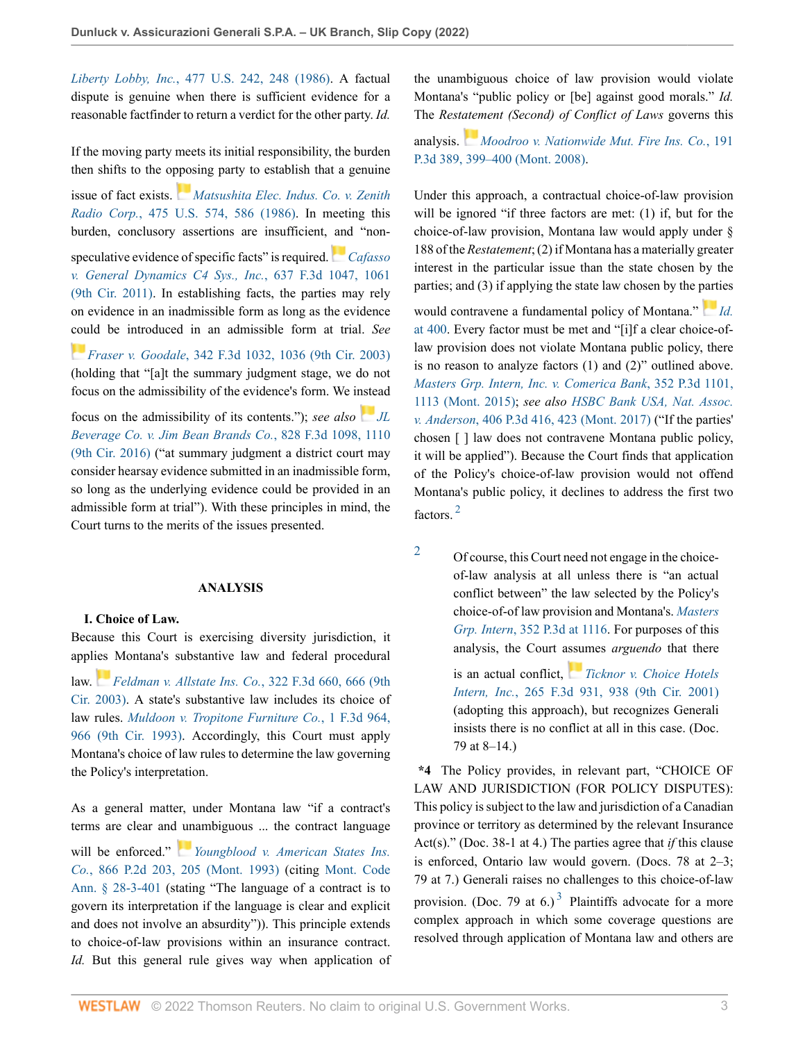*Liberty Lobby, Inc.*, 477 U.S. 242, 248 (1986). A factual dispute is genuine when there is sufficient evidence for a reasonable factfinder to return a verdict for the other party. *Id.*

If the moving party meets its initial responsibility, the burden then shifts to the opposing party to establish that a genuine issue of fact exists. *Matsushita Elec. Indus. Co. v. Zenith Radio Corp.*, 475 U.S. 574, 586 (1986). In meeting this burden, conclusory assertions are insufficient, and "non-speculative evidence of specific facts" is required. *Cafasso v. General Dynamics C4 Sys., Inc.*, 637 F.3d 1047, 1061 (9th Cir. 2011). In establishing facts, the parties may rely on evidence in an inadmissible form as long as the evidence could be introduced in an admissible form at trial. *See Fraser v. Goodale*, 342 F.3d 1032, 1036 (9th Cir. 2003) (holding that "[a]t the summary judgment stage, we do not focus on the admissibility of the evidence's form. We instead focus on the admissibility of its contents."); *see also JL Beverage Co. v. Jim Bean Brands Co.*, 828 F.3d 1098, 1110 (9th Cir. 2016) ("at summary judgment a district court may consider hearsay evidence submitted in an inadmissible form, so long as the underlying evidence could be provided in an admissible form at trial"). With these principles in mind, the Court turns to the merits of the issues presented.

## ANALYSIS

### I. Choice of Law.

Because this Court is exercising diversity jurisdiction, it applies Montana's substantive law and federal procedural law. *Feldman v. Allstate Ins. Co.*, 322 F.3d 660, 666 (9th Cir. 2003). A state's substantive law includes its choice of law rules. *Muldoon v. Tropitone Furniture Co.*, 1 F.3d 964, 966 (9th Cir. 1993). Accordingly, this Court must apply Montana's choice of law rules to determine the law governing the Policy's interpretation.

As a general matter, under Montana law "if a contract's terms are clear and unambiguous ... the contract language will be enforced." *Youngblood v. American States Ins. Co.*, 866 P.2d 203, 205 (Mont. 1993) (citing Mont. Code Ann. § 28-3-401 (stating "The language of a contract is to govern its interpretation if the language is clear and explicit and does not involve an absurdity")). This principle extends to choice-of-law provisions within an insurance contract. *Id.* But this general rule gives way when application of the unambiguous choice of law provision would violate Montana's "public policy or [be] against good morals." *Id.* The *Restatement (Second) of Conflict of Laws* governs this analysis. *Moodroo v. Nationwide Mut. Fire Ins. Co.*, 191 P.3d 389, 399–400 (Mont. 2008).

Under this approach, a contractual choice-of-law provision will be ignored "if three factors are met: (1) if, but for the choice-of-law provision, Montana law would apply under § 188 of the *Restatement*; (2) if Montana has a materially greater interest in the particular issue than the state chosen by the parties; and (3) if applying the state law chosen by the parties would contravene a fundamental policy of Montana." *Id.* at 400. Every factor must be met and "[i]f a clear choice-of-law provision does not violate Montana public policy, there is no reason to analyze factors (1) and (2)" outlined above. *Masters Grp. Intern, Inc. v. Comerica Bank*, 352 P.3d 1101, 1113 (Mont. 2015); *see also HSBC Bank USA, Nat. Assoc. v. Anderson*, 406 P.3d 416, 423 (Mont. 2017) ("If the parties' chosen [ ] law does not contravene Montana public policy, it will be applied"). Because the Court finds that application of the Policy's choice-of-law provision would not offend Montana's public policy, it declines to address the first two factors.[2]

[2] Of course, this Court need not engage in the choice-of-law analysis at all unless there is "an actual conflict between" the law selected by the Policy's choice-of-of law provision and Montana's. *Masters Grp. Intern*, 352 P.3d at 1116. For purposes of this analysis, the Court assumes *arguendo* that there is an actual conflict, *Ticknor v. Choice Hotels Intern, Inc.*, 265 F.3d 931, 938 (9th Cir. 2001) (adopting this approach), but recognizes Generali insists there is no conflict at all in this case. (Doc. 79 at 8–14.)

**\*4** The Policy provides, in relevant part, "CHOICE OF LAW AND JURISDICTION (FOR POLICY DISPUTES): This policy is subject to the law and jurisdiction of a Canadian province or territory as determined by the relevant Insurance Act(s)." (Doc. 38-1 at 4.) The parties agree that *if* this clause is enforced, Ontario law would govern. (Docs. 78 at 2–3; 79 at 7.) Generali raises no challenges to this choice-of-law provision. (Doc. 79 at 6.)[3] Plaintiffs advocate for a more complex approach in which some coverage questions are resolved through application of Montana law and others are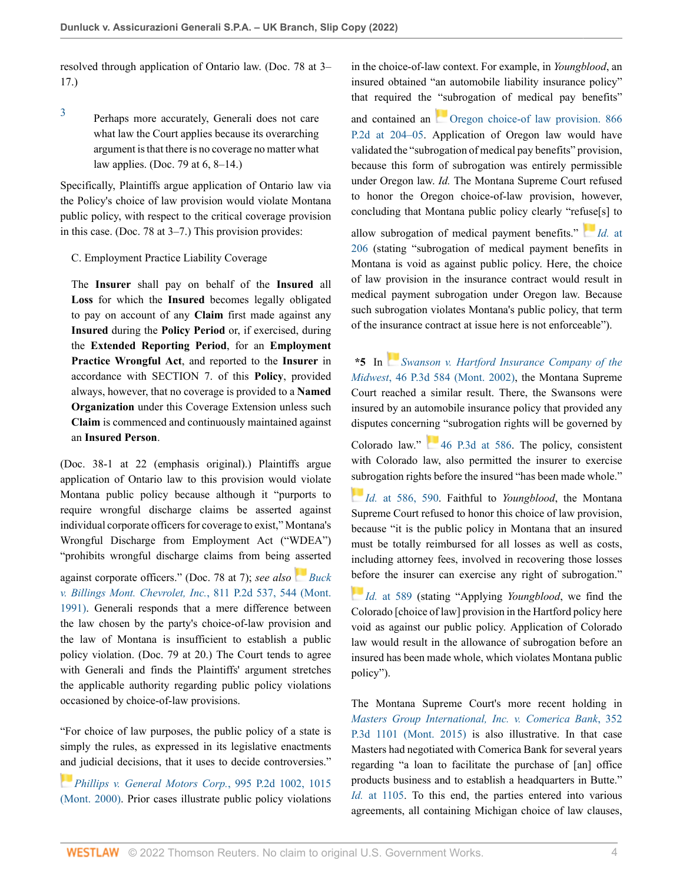resolved through application of Ontario law. (Doc. 78 at 3–17.)

3 Perhaps more accurately, Generali does not care what law the Court applies because its overarching argument is that there is no coverage no matter what law applies. (Doc. 79 at 6, 8–14.)

Specifically, Plaintiffs argue application of Ontario law via the Policy's choice of law provision would violate Montana public policy, with respect to the critical coverage provision in this case. (Doc. 78 at 3–7.) This provision provides:

> C. Employment Practice Liability Coverage
>
> The **Insurer** shall pay on behalf of the **Insured** all **Loss** for which the **Insured** becomes legally obligated to pay on account of any **Claim** first made against any **Insured** during the **Policy Period** or, if exercised, during the **Extended Reporting Period**, for an **Employment Practice Wrongful Act**, and reported to the **Insurer** in accordance with SECTION 7. of this **Policy**, provided always, however, that no coverage is provided to a **Named Organization** under this Coverage Extension unless such **Claim** is commenced and continuously maintained against an **Insured Person**.

(Doc. 38-1 at 22 (emphasis original).) Plaintiffs argue application of Ontario law to this provision would violate Montana public policy because although it "purports to require wrongful discharge claims be asserted against individual corporate officers for coverage to exist," Montana's Wrongful Discharge from Employment Act ("WDEA") "prohibits wrongful discharge claims from being asserted against corporate officers." (Doc. 78 at 7); *see also* *Buck v. Billings Mont. Chevrolet, Inc.*, 811 P.2d 537, 544 (Mont. 1991). Generali responds that a mere difference between the law chosen by the party's choice-of-law provision and the law of Montana is insufficient to establish a public policy violation. (Doc. 79 at 20.) The Court tends to agree with Generali and finds the Plaintiffs' argument stretches the applicable authority regarding public policy violations occasioned by choice-of-law provisions.

"For choice of law purposes, the public policy of a state is simply the rules, as expressed in its legislative enactments and judicial decisions, that it uses to decide controversies." *Phillips v. General Motors Corp.*, 995 P.2d 1002, 1015 (Mont. 2000). Prior cases illustrate public policy violations in the choice-of-law context. For example, in *Youngblood*, an insured obtained "an automobile liability insurance policy" that required the "subrogation of medical pay benefits" and contained an Oregon choice-of law provision. 866 P.2d at 204–05. Application of Oregon law would have validated the "subrogation of medical pay benefits" provision, because this form of subrogation was entirely permissible under Oregon law. *Id.* The Montana Supreme Court refused to honor the Oregon choice-of-law provision, however, concluding that Montana public policy clearly "refuse[s] to allow subrogation of medical payment benefits." *Id.* at 206 (stating "subrogation of medical payment benefits in Montana is void as against public policy. Here, the choice of law provision in the insurance contract would result in medical payment subrogation under Oregon law. Because such subrogation violates Montana's public policy, that term of the insurance contract at issue here is not enforceable").

**\*5** In *Swanson v. Hartford Insurance Company of the Midwest*, 46 P.3d 584 (Mont. 2002), the Montana Supreme Court reached a similar result. There, the Swansons were insured by an automobile insurance policy that provided any disputes concerning "subrogation rights will be governed by Colorado law." 46 P.3d at 586. The policy, consistent with Colorado law, also permitted the insurer to exercise subrogation rights before the insured "has been made whole." *Id.* at 586, 590. Faithful to *Youngblood*, the Montana Supreme Court refused to honor this choice of law provision, because "it is the public policy in Montana that an insured must be totally reimbursed for all losses as well as costs, including attorney fees, involved in recovering those losses before the insurer can exercise any right of subrogation." *Id.* at 589 (stating "Applying *Youngblood*, we find the Colorado [choice of law] provision in the Hartford policy here void as against our public policy. Application of Colorado law would result in the allowance of subrogation before an insured has been made whole, which violates Montana public policy").

The Montana Supreme Court's more recent holding in *Masters Group International, Inc. v. Comerica Bank*, 352 P.3d 1101 (Mont. 2015) is also illustrative. In that case Masters had negotiated with Comerica Bank for several years regarding "a loan to facilitate the purchase of [an] office products business and to establish a headquarters in Butte." *Id.* at 1105. To this end, the parties entered into various agreements, all containing Michigan choice of law clauses,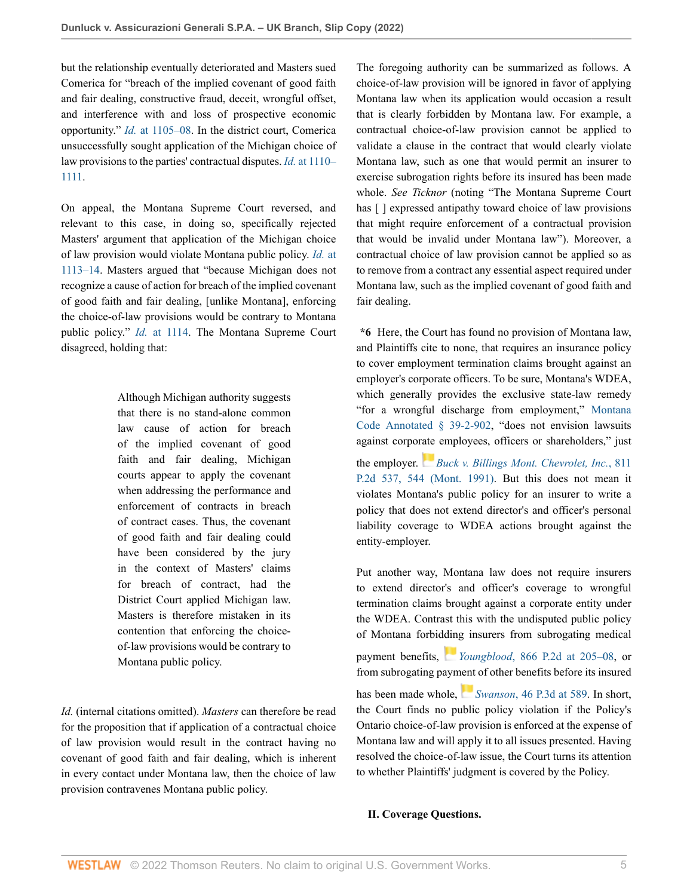but the relationship eventually deteriorated and Masters sued Comerica for "breach of the implied covenant of good faith and fair dealing, constructive fraud, deceit, wrongful offset, and interference with and loss of prospective economic opportunity." *Id.* at 1105–08. In the district court, Comerica unsuccessfully sought application of the Michigan choice of law provisions to the parties' contractual disputes. *Id.* at 1110–1111.

On appeal, the Montana Supreme Court reversed, and relevant to this case, in doing so, specifically rejected Masters' argument that application of the Michigan choice of law provision would violate Montana public policy. *Id.* at 1113–14. Masters argued that "because Michigan does not recognize a cause of action for breach of the implied covenant of good faith and fair dealing, [unlike Montana], enforcing the choice-of-law provisions would be contrary to Montana public policy." *Id.* at 1114. The Montana Supreme Court disagreed, holding that:

> Although Michigan authority suggests that there is no stand-alone common law cause of action for breach of the implied covenant of good faith and fair dealing, Michigan courts appear to apply the covenant when addressing the performance and enforcement of contracts in breach of contract cases. Thus, the covenant of good faith and fair dealing could have been considered by the jury in the context of Masters' claims for breach of contract, had the District Court applied Michigan law. Masters is therefore mistaken in its contention that enforcing the choice-of-law provisions would be contrary to Montana public policy.

*Id.* (internal citations omitted). *Masters* can therefore be read for the proposition that if application of a contractual choice of law provision would result in the contract having no covenant of good faith and fair dealing, which is inherent in every contact under Montana law, then the choice of law provision contravenes Montana public policy.

The foregoing authority can be summarized as follows. A choice-of-law provision will be ignored in favor of applying Montana law when its application would occasion a result that is clearly forbidden by Montana law. For example, a contractual choice-of-law provision cannot be applied to validate a clause in the contract that would clearly violate Montana law, such as one that would permit an insurer to exercise subrogation rights before its insured has been made whole. *See Ticknor* (noting "The Montana Supreme Court has [ ] expressed antipathy toward choice of law provisions that might require enforcement of a contractual provision that would be invalid under Montana law"). Moreover, a contractual choice of law provision cannot be applied so as to remove from a contract any essential aspect required under Montana law, such as the implied covenant of good faith and fair dealing.

**\*6** Here, the Court has found no provision of Montana law, and Plaintiffs cite to none, that requires an insurance policy to cover employment termination claims brought against an employer's corporate officers. To be sure, Montana's WDEA, which generally provides the exclusive state-law remedy "for a wrongful discharge from employment," Montana Code Annotated § 39-2-902, "does not envision lawsuits against corporate employees, officers or shareholders," just the employer. *Buck v. Billings Mont. Chevrolet, Inc.*, 811 P.2d 537, 544 (Mont. 1991). But this does not mean it violates Montana's public policy for an insurer to write a policy that does not extend director's and officer's personal liability coverage to WDEA actions brought against the entity-employer.

Put another way, Montana law does not require insurers to extend director's and officer's coverage to wrongful termination claims brought against a corporate entity under the WDEA. Contrast this with the undisputed public policy of Montana forbidding insurers from subrogating medical payment benefits, *Youngblood*, 866 P.2d at 205–08, or from subrogating payment of other benefits before its insured has been made whole, *Swanson*, 46 P.3d at 589. In short, the Court finds no public policy violation if the Policy's Ontario choice-of-law provision is enforced at the expense of Montana law and will apply it to all issues presented. Having resolved the choice-of-law issue, the Court turns its attention to whether Plaintiffs' judgment is covered by the Policy.

## II. Coverage Questions.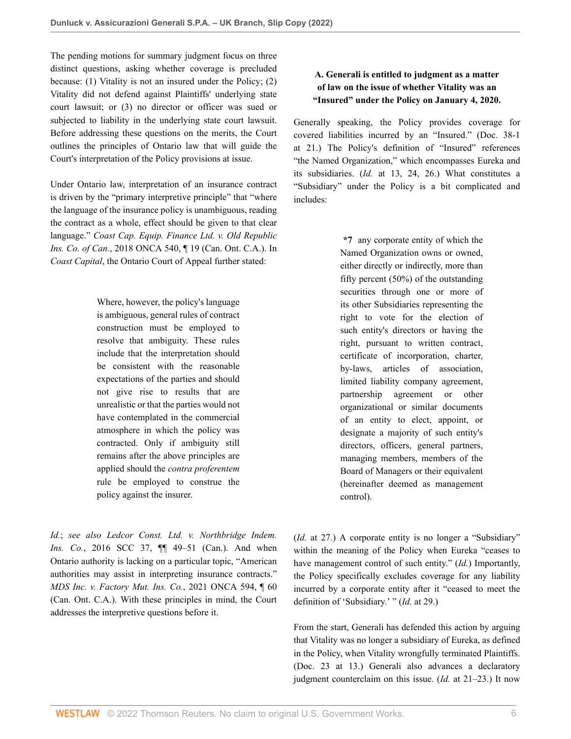The pending motions for summary judgment focus on three distinct questions, asking whether coverage is precluded because: (1) Vitality is not an insured under the Policy; (2) Vitality did not defend against Plaintiffs' underlying state court lawsuit; or (3) no director or officer was sued or subjected to liability in the underlying state court lawsuit. Before addressing these questions on the merits, the Court outlines the principles of Ontario law that will guide the Court's interpretation of the Policy provisions at issue.

Under Ontario law, interpretation of an insurance contract is driven by the "primary interpretive principle" that "where the language of the insurance policy is unambiguous, reading the contract as a whole, effect should be given to that clear language." *Coast Cap. Equip. Finance Ltd. v. Old Republic Ins. Co. of Can.*, 2018 ONCA 540, ¶ 19 (Can. Ont. C.A.). In *Coast Capital*, the Ontario Court of Appeal further stated:

> Where, however, the policy's language is ambiguous, general rules of contract construction must be employed to resolve that ambiguity. These rules include that the interpretation should be consistent with the reasonable expectations of the parties and should not give rise to results that are unrealistic or that the parties would not have contemplated in the commercial atmosphere in which the policy was contracted. Only if ambiguity still remains after the above principles are applied should the *contra proferentem* rule be employed to construe the policy against the insurer.

*Id.*; *see also Ledcor Const. Ltd. v. Northbridge Indem. Ins. Co.*, 2016 SCC 37, ¶¶ 49–51 (Can.). And when Ontario authority is lacking on a particular topic, "American authorities may assist in interpreting insurance contracts." *MDS Inc. v. Factory Mut. Ins. Co.*, 2021 ONCA 594, ¶ 60 (Can. Ont. C.A.). With these principles in mind, the Court addresses the interpretive questions before it.

### A. Generali is entitled to judgment as a matter of law on the issue of whether Vitality was an "Insured" under the Policy on January 4, 2020.

Generally speaking, the Policy provides coverage for covered liabilities incurred by an "Insured." (Doc. 38-1 at 21.) The Policy's definition of "Insured" references "the Named Organization," which encompasses Eureka and its subsidiaries. (*Id.* at 13, 24, 26.) What constitutes a "Subsidiary" under the Policy is a bit complicated and includes:

> **\*7** any corporate entity of which the Named Organization owns or owned, either directly or indirectly, more than fifty percent (50%) of the outstanding securities through one or more of its other Subsidiaries representing the right to vote for the election of such entity's directors or having the right, pursuant to written contract, certificate of incorporation, charter, by-laws, articles of association, limited liability company agreement, partnership agreement or other organizational or similar documents of an entity to elect, appoint, or designate a majority of such entity's directors, officers, general partners, managing members, members of the Board of Managers or their equivalent (hereinafter deemed as management control).

(*Id.* at 27.) A corporate entity is no longer a "Subsidiary" within the meaning of the Policy when Eureka "ceases to have management control of such entity." (*Id.*) Importantly, the Policy specifically excludes coverage for any liability incurred by a corporate entity after it "ceased to meet the definition of 'Subsidiary.' " (*Id.* at 29.)

From the start, Generali has defended this action by arguing that Vitality was no longer a subsidiary of Eureka, as defined in the Policy, when Vitality wrongfully terminated Plaintiffs. (Doc. 23 at 13.) Generali also advances a declaratory judgment counterclaim on this issue. (*Id.* at 21–23.) It now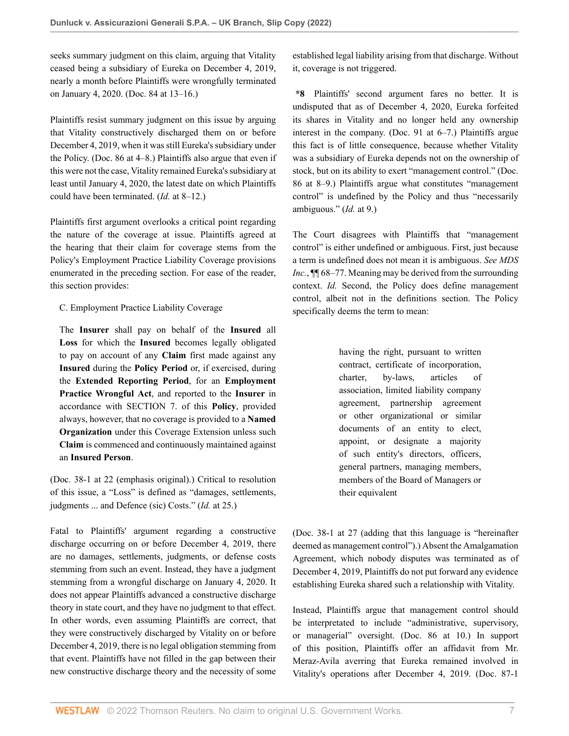seeks summary judgment on this claim, arguing that Vitality ceased being a subsidiary of Eureka on December 4, 2019, nearly a month before Plaintiffs were wrongfully terminated on January 4, 2020. (Doc. 84 at 13–16.)

Plaintiffs resist summary judgment on this issue by arguing that Vitality constructively discharged them on or before December 4, 2019, when it was still Eureka's subsidiary under the Policy. (Doc. 86 at 4–8.) Plaintiffs also argue that even if this were not the case, Vitality remained Eureka's subsidiary at least until January 4, 2020, the latest date on which Plaintiffs could have been terminated. (*Id.* at 8–12.)

Plaintiffs first argument overlooks a critical point regarding the nature of the coverage at issue. Plaintiffs agreed at the hearing that their claim for coverage stems from the Policy's Employment Practice Liability Coverage provisions enumerated in the preceding section. For ease of the reader, this section provides:

> C. Employment Practice Liability Coverage
>
> The **Insurer** shall pay on behalf of the **Insured** all **Loss** for which the **Insured** becomes legally obligated to pay on account of any **Claim** first made against any **Insured** during the **Policy Period** or, if exercised, during the **Extended Reporting Period**, for an **Employment Practice Wrongful Act**, and reported to the **Insurer** in accordance with SECTION 7. of this **Policy**, provided always, however, that no coverage is provided to a **Named Organization** under this Coverage Extension unless such **Claim** is commenced and continuously maintained against an **Insured Person**.

(Doc. 38-1 at 22 (emphasis original).) Critical to resolution of this issue, a "Loss" is defined as "damages, settlements, judgments ... and Defence (sic) Costs." (*Id.* at 25.)

Fatal to Plaintiffs' argument regarding a constructive discharge occurring on or before December 4, 2019, there are no damages, settlements, judgments, or defense costs stemming from such an event. Instead, they have a judgment stemming from a wrongful discharge on January 4, 2020. It does not appear Plaintiffs advanced a constructive discharge theory in state court, and they have no judgment to that effect. In other words, even assuming Plaintiffs are correct, that they were constructively discharged by Vitality on or before December 4, 2019, there is no legal obligation stemming from that event. Plaintiffs have not filled in the gap between their new constructive discharge theory and the necessity of some established legal liability arising from that discharge. Without it, coverage is not triggered.

**\*8** Plaintiffs' second argument fares no better. It is undisputed that as of December 4, 2020, Eureka forfeited its shares in Vitality and no longer held any ownership interest in the company. (Doc. 91 at 6–7.) Plaintiffs argue this fact is of little consequence, because whether Vitality was a subsidiary of Eureka depends not on the ownership of stock, but on its ability to exert "management control." (Doc. 86 at 8–9.) Plaintiffs argue what constitutes "management control" is undefined by the Policy and thus "necessarily ambiguous." (*Id.* at 9.)

The Court disagrees with Plaintiffs that "management control" is either undefined or ambiguous. First, just because a term is undefined does not mean it is ambiguous. *See MDS Inc.*, ¶¶ 68–77. Meaning may be derived from the surrounding context. *Id.* Second, the Policy does define management control, albeit not in the definitions section. The Policy specifically deems the term to mean:

> having the right, pursuant to written contract, certificate of incorporation, charter, by-laws, articles of association, limited liability company agreement, partnership agreement or other organizational or similar documents of an entity to elect, appoint, or designate a majority of such entity's directors, officers, general partners, managing members, members of the Board of Managers or their equivalent

(Doc. 38-1 at 27 (adding that this language is "hereinafter deemed as management control").) Absent the Amalgamation Agreement, which nobody disputes was terminated as of December 4, 2019, Plaintiffs do not put forward any evidence establishing Eureka shared such a relationship with Vitality.

Instead, Plaintiffs argue that management control should be interpretated to include "administrative, supervisory, or managerial" oversight. (Doc. 86 at 10.) In support of this position, Plaintiffs offer an affidavit from Mr. Meraz-Avila averring that Eureka remained involved in Vitality's operations after December 4, 2019. (Doc. 87-1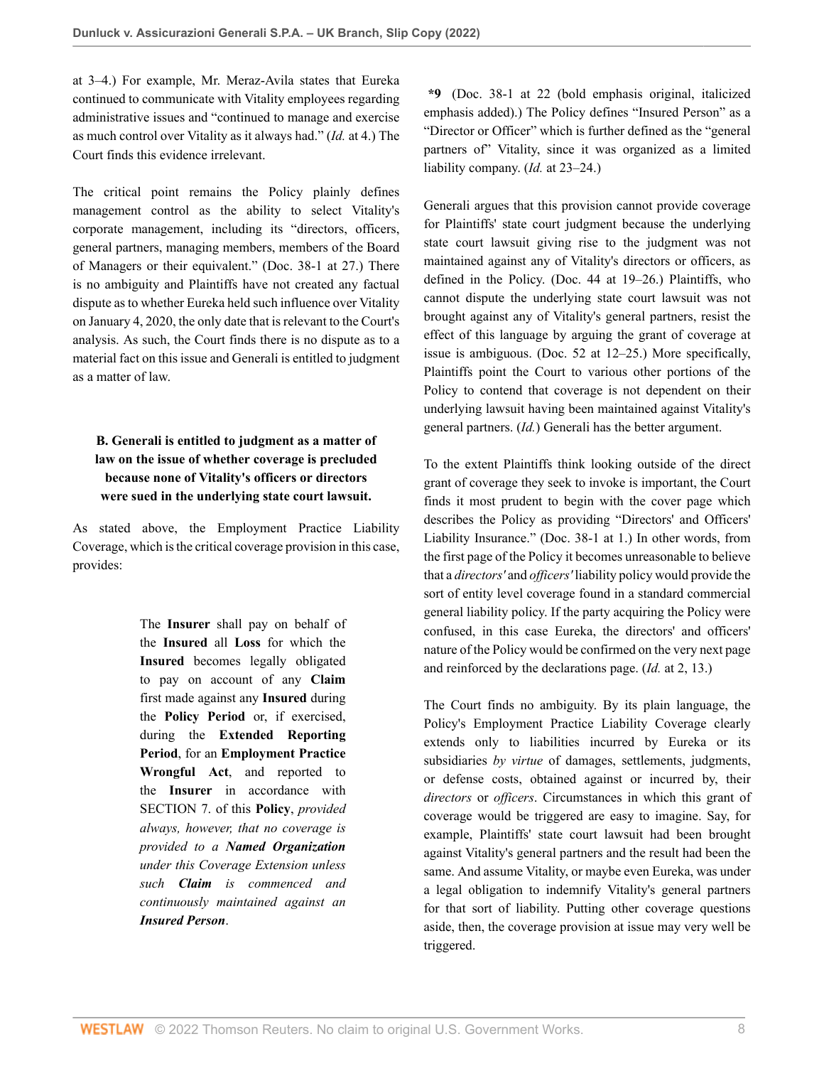at 3–4.) For example, Mr. Meraz-Avila states that Eureka continued to communicate with Vitality employees regarding administrative issues and "continued to manage and exercise as much control over Vitality as it always had." (*Id.* at 4.) The Court finds this evidence irrelevant.

The critical point remains the Policy plainly defines management control as the ability to select Vitality's corporate management, including its "directors, officers, general partners, managing members, members of the Board of Managers or their equivalent." (Doc. 38-1 at 27.) There is no ambiguity and Plaintiffs have not created any factual dispute as to whether Eureka held such influence over Vitality on January 4, 2020, the only date that is relevant to the Court's analysis. As such, the Court finds there is no dispute as to a material fact on this issue and Generali is entitled to judgment as a matter of law.

### B. Generali is entitled to judgment as a matter of law on the issue of whether coverage is precluded because none of Vitality's officers or directors were sued in the underlying state court lawsuit.

As stated above, the Employment Practice Liability Coverage, which is the critical coverage provision in this case, provides:

> The **Insurer** shall pay on behalf of the **Insured** all **Loss** for which the **Insured** becomes legally obligated to pay on account of any **Claim** first made against any **Insured** during the **Policy Period** or, if exercised, during the **Extended Reporting Period**, for an **Employment Practice Wrongful Act**, and reported to the **Insurer** in accordance with SECTION 7. of this **Policy**, *provided always, however, that no coverage is provided to a* ***Named Organization*** *under this Coverage Extension unless such* ***Claim*** *is commenced and continuously maintained against an* ***Insured Person***.

**\*9** (Doc. 38-1 at 22 (bold emphasis original, italicized emphasis added).) The Policy defines "Insured Person" as a "Director or Officer" which is further defined as the "general partners of" Vitality, since it was organized as a limited liability company. (*Id.* at 23–24.)

Generali argues that this provision cannot provide coverage for Plaintiffs' state court judgment because the underlying state court lawsuit giving rise to the judgment was not maintained against any of Vitality's directors or officers, as defined in the Policy. (Doc. 44 at 19–26.) Plaintiffs, who cannot dispute the underlying state court lawsuit was not brought against any of Vitality's general partners, resist the effect of this language by arguing the grant of coverage at issue is ambiguous. (Doc. 52 at 12–25.) More specifically, Plaintiffs point the Court to various other portions of the Policy to contend that coverage is not dependent on their underlying lawsuit having been maintained against Vitality's general partners. (*Id.*) Generali has the better argument.

To the extent Plaintiffs think looking outside of the direct grant of coverage they seek to invoke is important, the Court finds it most prudent to begin with the cover page which describes the Policy as providing "Directors' and Officers' Liability Insurance." (Doc. 38-1 at 1.) In other words, from the first page of the Policy it becomes unreasonable to believe that a *directors'* and *officers'* liability policy would provide the sort of entity level coverage found in a standard commercial general liability policy. If the party acquiring the Policy were confused, in this case Eureka, the directors' and officers' nature of the Policy would be confirmed on the very next page and reinforced by the declarations page. (*Id.* at 2, 13.)

The Court finds no ambiguity. By its plain language, the Policy's Employment Practice Liability Coverage clearly extends only to liabilities incurred by Eureka or its subsidiaries *by virtue* of damages, settlements, judgments, or defense costs, obtained against or incurred by, their *directors* or *officers*. Circumstances in which this grant of coverage would be triggered are easy to imagine. Say, for example, Plaintiffs' state court lawsuit had been brought against Vitality's general partners and the result had been the same. And assume Vitality, or maybe even Eureka, was under a legal obligation to indemnify Vitality's general partners for that sort of liability. Putting other coverage questions aside, then, the coverage provision at issue may very well be triggered.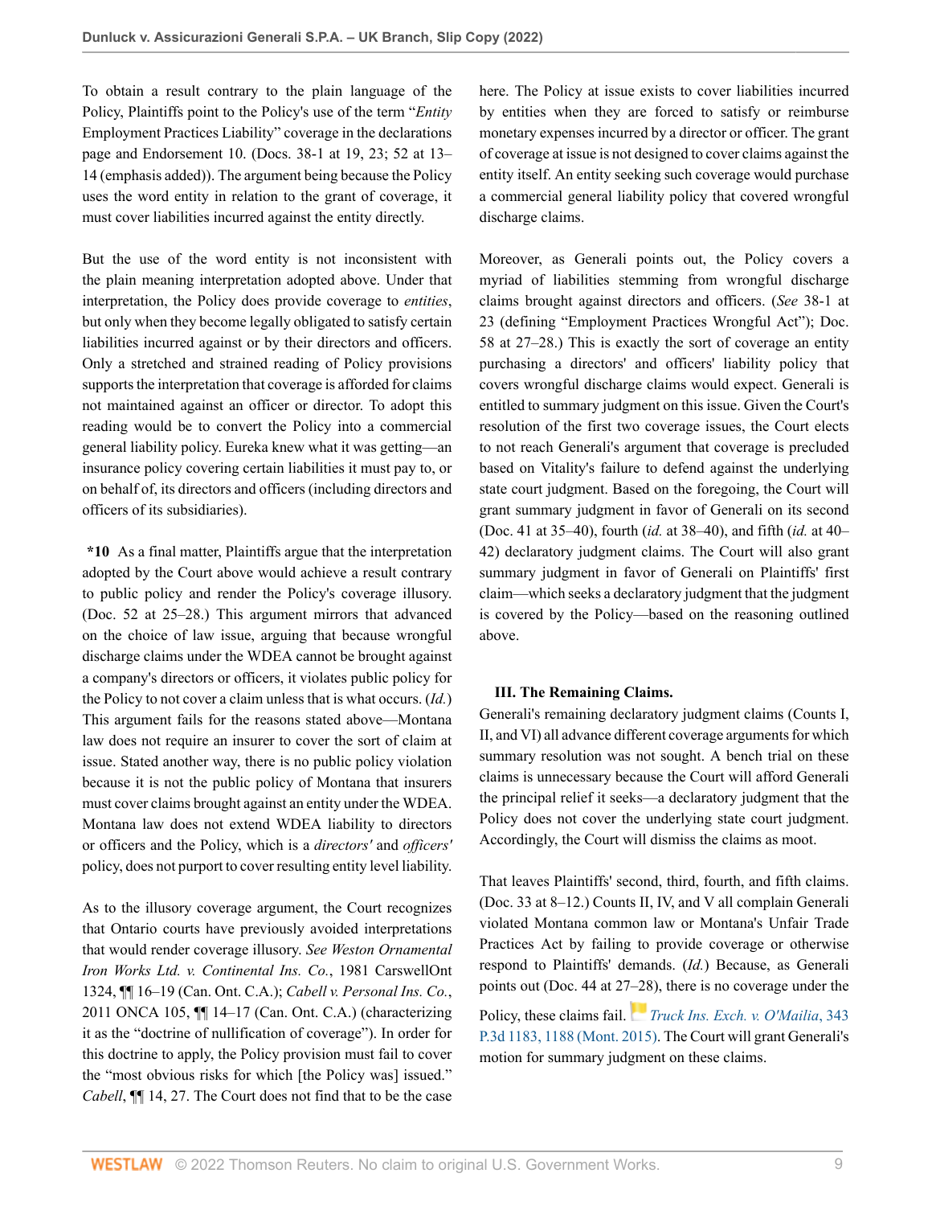To obtain a result contrary to the plain language of the Policy, Plaintiffs point to the Policy's use of the term "*Entity* Employment Practices Liability" coverage in the declarations page and Endorsement 10. (Docs. 38-1 at 19, 23; 52 at 13–14 (emphasis added)). The argument being because the Policy uses the word entity in relation to the grant of coverage, it must cover liabilities incurred against the entity directly.

But the use of the word entity is not inconsistent with the plain meaning interpretation adopted above. Under that interpretation, the Policy does provide coverage to *entities*, but only when they become legally obligated to satisfy certain liabilities incurred against or by their directors and officers. Only a stretched and strained reading of Policy provisions supports the interpretation that coverage is afforded for claims not maintained against an officer or director. To adopt this reading would be to convert the Policy into a commercial general liability policy. Eureka knew what it was getting—an insurance policy covering certain liabilities it must pay to, or on behalf of, its directors and officers (including directors and officers of its subsidiaries).

**\*10** As a final matter, Plaintiffs argue that the interpretation adopted by the Court above would achieve a result contrary to public policy and render the Policy's coverage illusory. (Doc. 52 at 25–28.) This argument mirrors that advanced on the choice of law issue, arguing that because wrongful discharge claims under the WDEA cannot be brought against a company's directors or officers, it violates public policy for the Policy to not cover a claim unless that is what occurs. (*Id.*) This argument fails for the reasons stated above—Montana law does not require an insurer to cover the sort of claim at issue. Stated another way, there is no public policy violation because it is not the public policy of Montana that insurers must cover claims brought against an entity under the WDEA. Montana law does not extend WDEA liability to directors or officers and the Policy, which is a *directors'* and *officers'* policy, does not purport to cover resulting entity level liability.

As to the illusory coverage argument, the Court recognizes that Ontario courts have previously avoided interpretations that would render coverage illusory. *See Weston Ornamental Iron Works Ltd. v. Continental Ins. Co.*, 1981 CarswellOnt 1324, ¶¶ 16–19 (Can. Ont. C.A.); *Cabell v. Personal Ins. Co.*, 2011 ONCA 105, ¶¶ 14–17 (Can. Ont. C.A.) (characterizing it as the "doctrine of nullification of coverage"). In order for this doctrine to apply, the Policy provision must fail to cover the "most obvious risks for which [the Policy was] issued." *Cabell*, ¶¶ 14, 27. The Court does not find that to be the case here. The Policy at issue exists to cover liabilities incurred by entities when they are forced to satisfy or reimburse monetary expenses incurred by a director or officer. The grant of coverage at issue is not designed to cover claims against the entity itself. An entity seeking such coverage would purchase a commercial general liability policy that covered wrongful discharge claims.

Moreover, as Generali points out, the Policy covers a myriad of liabilities stemming from wrongful discharge claims brought against directors and officers. (*See* 38-1 at 23 (defining "Employment Practices Wrongful Act"); Doc. 58 at 27–28.) This is exactly the sort of coverage an entity purchasing a directors' and officers' liability policy that covers wrongful discharge claims would expect. Generali is entitled to summary judgment on this issue. Given the Court's resolution of the first two coverage issues, the Court elects to not reach Generali's argument that coverage is precluded based on Vitality's failure to defend against the underlying state court judgment. Based on the foregoing, the Court will grant summary judgment in favor of Generali on its second (Doc. 41 at 35–40), fourth (*id.* at 38–40), and fifth (*id.* at 40–42) declaratory judgment claims. The Court will also grant summary judgment in favor of Generali on Plaintiffs' first claim—which seeks a declaratory judgment that the judgment is covered by the Policy—based on the reasoning outlined above.

### III. The Remaining Claims.

Generali's remaining declaratory judgment claims (Counts I, II, and VI) all advance different coverage arguments for which summary resolution was not sought. A bench trial on these claims is unnecessary because the Court will afford Generali the principal relief it seeks—a declaratory judgment that the Policy does not cover the underlying state court judgment. Accordingly, the Court will dismiss the claims as moot.

That leaves Plaintiffs' second, third, fourth, and fifth claims. (Doc. 33 at 8–12.) Counts II, IV, and V all complain Generali violated Montana common law or Montana's Unfair Trade Practices Act by failing to provide coverage or otherwise respond to Plaintiffs' demands. (*Id.*) Because, as Generali points out (Doc. 44 at 27–28), there is no coverage under the Policy, these claims fail. *Truck Ins. Exch. v. O'Mailia*, 343 P.3d 1183, 1188 (Mont. 2015). The Court will grant Generali's motion for summary judgment on these claims.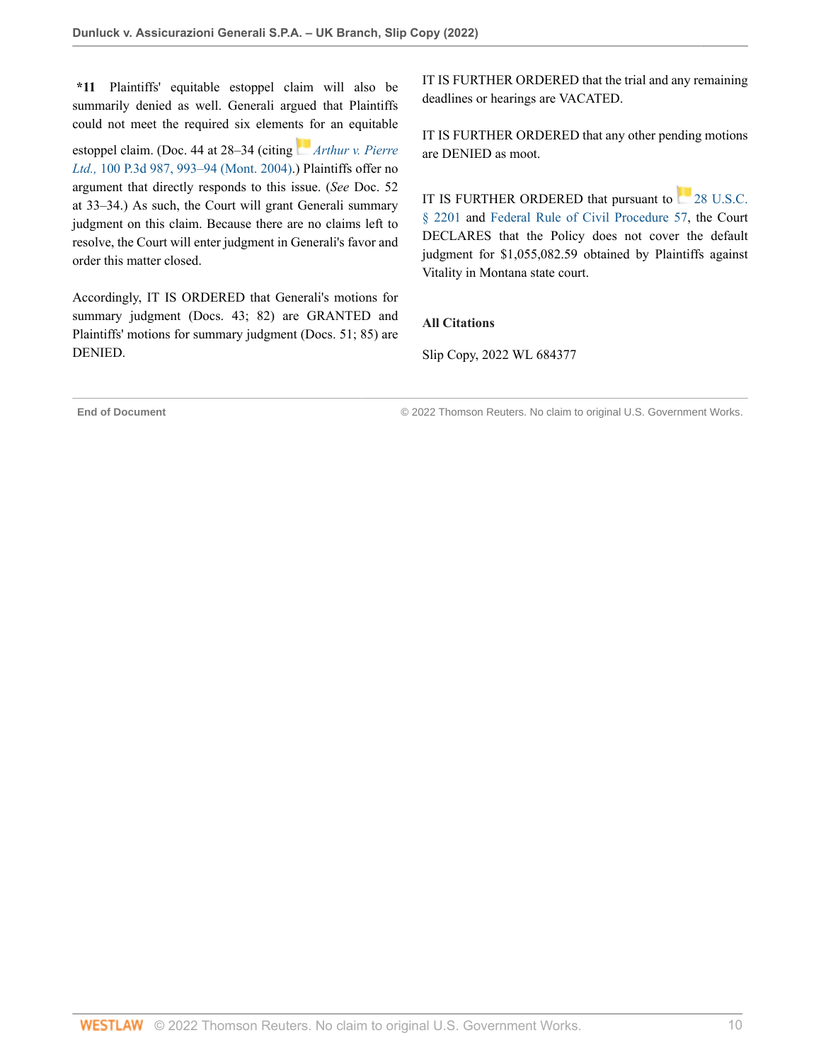**\*11** Plaintiffs' equitable estoppel claim will also be summarily denied as well. Generali argued that Plaintiffs could not meet the required six elements for an equitable estoppel claim. (Doc. 44 at 28–34 (citing *Arthur v. Pierre Ltd.,* 100 P.3d 987, 993–94 (Mont. 2004).) Plaintiffs offer no argument that directly responds to this issue. (*See* Doc. 52 at 33–34.) As such, the Court will grant Generali summary judgment on this claim. Because there are no claims left to resolve, the Court will enter judgment in Generali's favor and order this matter closed.

Accordingly, IT IS ORDERED that Generali's motions for summary judgment (Docs. 43; 82) are GRANTED and Plaintiffs' motions for summary judgment (Docs. 51; 85) are DENIED.

IT IS FURTHER ORDERED that the trial and any remaining deadlines or hearings are VACATED.

IT IS FURTHER ORDERED that any other pending motions are DENIED as moot.

IT IS FURTHER ORDERED that pursuant to 28 U.S.C. § 2201 and Federal Rule of Civil Procedure 57, the Court DECLARES that the Policy does not cover the default judgment for $1,055,082.59 obtained by Plaintiffs against Vitality in Montana state court.

**All Citations**

Slip Copy, 2022 WL 684377

**End of Document** © 2022 Thomson Reuters. No claim to original U.S. Government Works.